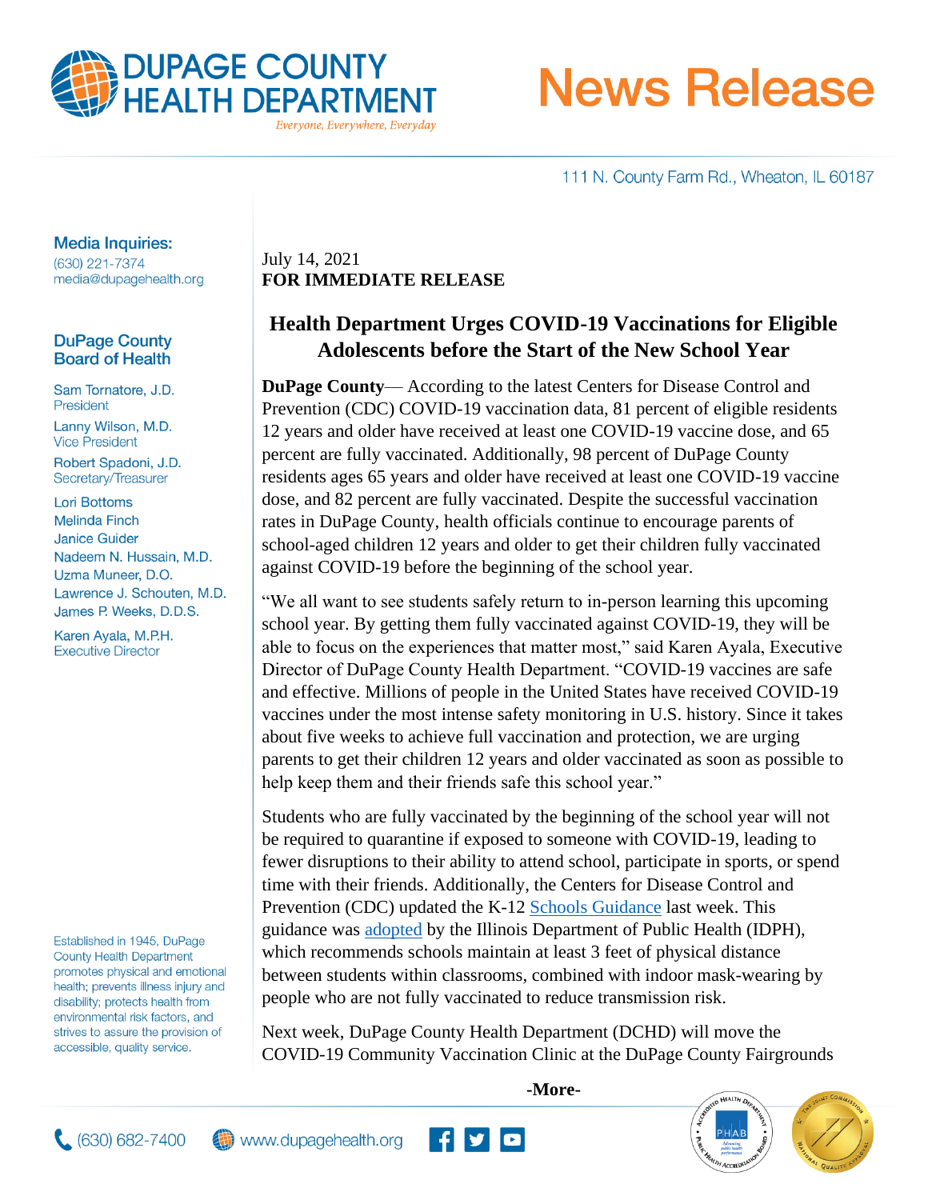# DUPAGE COUNTY HEALTH DEPARTMENT

*Everyone, Everywhere, Everyday*

# News Release

111 N. County Farm Rd., Wheaton, IL 60187

**Media Inquiries:**
(630) 221-7374
media@dupagehealth.org

**DuPage County Board of Health**

Sam Tornatore, J.D.
President

Lanny Wilson, M.D.
Vice President

Robert Spadoni, J.D.
Secretary/Treasurer

Lori Bottoms
Melinda Finch
Janice Guider
Nadeem N. Hussain, M.D.
Uzma Muneer, D.O.
Lawrence J. Schouten, M.D.
James P. Weeks, D.D.S.

Karen Ayala, M.P.H.
Executive Director

Established in 1945, DuPage County Health Department promotes physical and emotional health; prevents illness injury and disability; protects health from environmental risk factors, and strives to assure the provision of accessible, quality service.

July 14, 2021
**FOR IMMEDIATE RELEASE**

## Health Department Urges COVID-19 Vaccinations for Eligible Adolescents before the Start of the New School Year

**DuPage County**— According to the latest Centers for Disease Control and Prevention (CDC) COVID-19 vaccination data, 81 percent of eligible residents 12 years and older have received at least one COVID-19 vaccine dose, and 65 percent are fully vaccinated. Additionally, 98 percent of DuPage County residents ages 65 years and older have received at least one COVID-19 vaccine dose, and 82 percent are fully vaccinated. Despite the successful vaccination rates in DuPage County, health officials continue to encourage parents of school-aged children 12 years and older to get their children fully vaccinated against COVID-19 before the beginning of the school year.

"We all want to see students safely return to in-person learning this upcoming school year. By getting them fully vaccinated against COVID-19, they will be able to focus on the experiences that matter most," said Karen Ayala, Executive Director of DuPage County Health Department. "COVID-19 vaccines are safe and effective. Millions of people in the United States have received COVID-19 vaccines under the most intense safety monitoring in U.S. history. Since it takes about five weeks to achieve full vaccination and protection, we are urging parents to get their children 12 years and older vaccinated as soon as possible to help keep them and their friends safe this school year."

Students who are fully vaccinated by the beginning of the school year will not be required to quarantine if exposed to someone with COVID-19, leading to fewer disruptions to their ability to attend school, participate in sports, or spend time with their friends. Additionally, the Centers for Disease Control and Prevention (CDC) updated the K-12 Schools Guidance last week. This guidance was adopted by the Illinois Department of Public Health (IDPH), which recommends schools maintain at least 3 feet of physical distance between students within classrooms, combined with indoor mask-wearing by people who are not fully vaccinated to reduce transmission risk.

Next week, DuPage County Health Department (DCHD) will move the COVID-19 Community Vaccination Clinic at the DuPage County Fairgrounds

**-More-**

(630) 682-7400 www.dupagehealth.org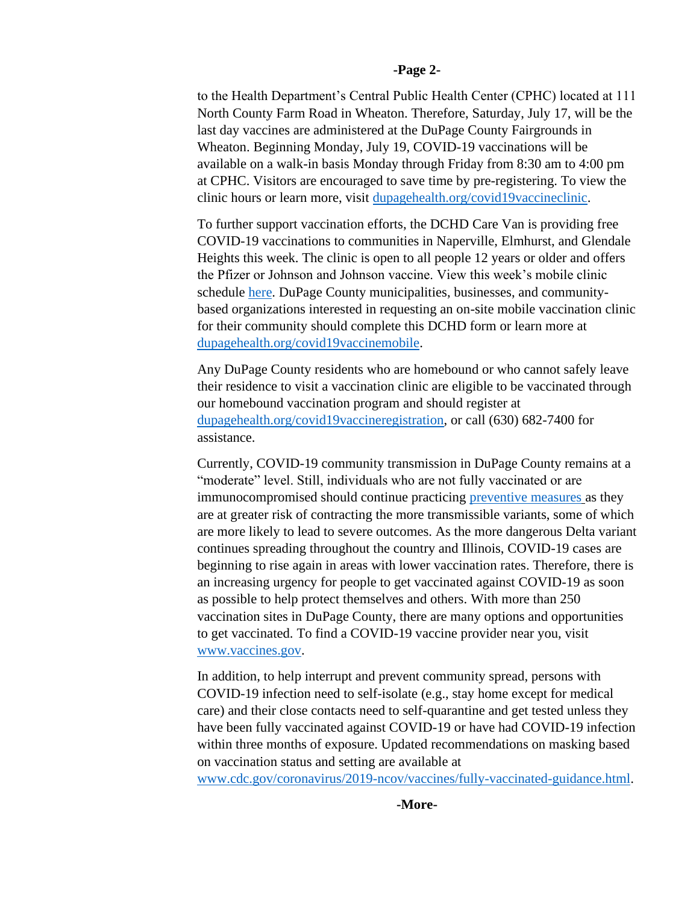to the Health Department's Central Public Health Center (CPHC) located at 111 North County Farm Road in Wheaton. Therefore, Saturday, July 17, will be the last day vaccines are administered at the DuPage County Fairgrounds in Wheaton. Beginning Monday, July 19, COVID-19 vaccinations will be available on a walk-in basis Monday through Friday from 8:30 am to 4:00 pm at CPHC. Visitors are encouraged to save time by pre-registering. To view the clinic hours or learn more, visit [dupagehealth.org/covid19vaccineclinic](dupagehealth.org/covid19vaccineclinic).

To further support vaccination efforts, the DCHD Care Van is providing free COVID-19 vaccinations to communities in Naperville, Elmhurst, and Glendale Heights this week. The clinic is open to all people 12 years or older and offers the Pfizer or Johnson and Johnson vaccine. View this week's mobile clinic schedule here. DuPage County municipalities, businesses, and community-based organizations interested in requesting an on-site mobile vaccination clinic for their community should complete this DCHD form or learn more at [dupagehealth.org/covid19vaccinemobile](dupagehealth.org/covid19vaccinemobile).

Any DuPage County residents who are homebound or who cannot safely leave their residence to visit a vaccination clinic are eligible to be vaccinated through our homebound vaccination program and should register at [dupagehealth.org/covid19vaccineregistration](dupagehealth.org/covid19vaccineregistration), or call (630) 682-7400 for assistance.

Currently, COVID-19 community transmission in DuPage County remains at a "moderate" level. Still, individuals who are not fully vaccinated or are immunocompromised should continue practicing preventive measures as they are at greater risk of contracting the more transmissible variants, some of which are more likely to lead to severe outcomes. As the more dangerous Delta variant continues spreading throughout the country and Illinois, COVID-19 cases are beginning to rise again in areas with lower vaccination rates. Therefore, there is an increasing urgency for people to get vaccinated against COVID-19 as soon as possible to help protect themselves and others. With more than 250 vaccination sites in DuPage County, there are many options and opportunities to get vaccinated. To find a COVID-19 vaccine provider near you, visit [www.vaccines.gov](www.vaccines.gov).

In addition, to help interrupt and prevent community spread, persons with COVID-19 infection need to self-isolate (e.g., stay home except for medical care) and their close contacts need to self-quarantine and get tested unless they have been fully vaccinated against COVID-19 or have had COVID-19 infection within three months of exposure. Updated recommendations on masking based on vaccination status and setting are available at [www.cdc.gov/coronavirus/2019-ncov/vaccines/fully-vaccinated-guidance.html](www.cdc.gov/coronavirus/2019-ncov/vaccines/fully-vaccinated-guidance.html).

**-More-**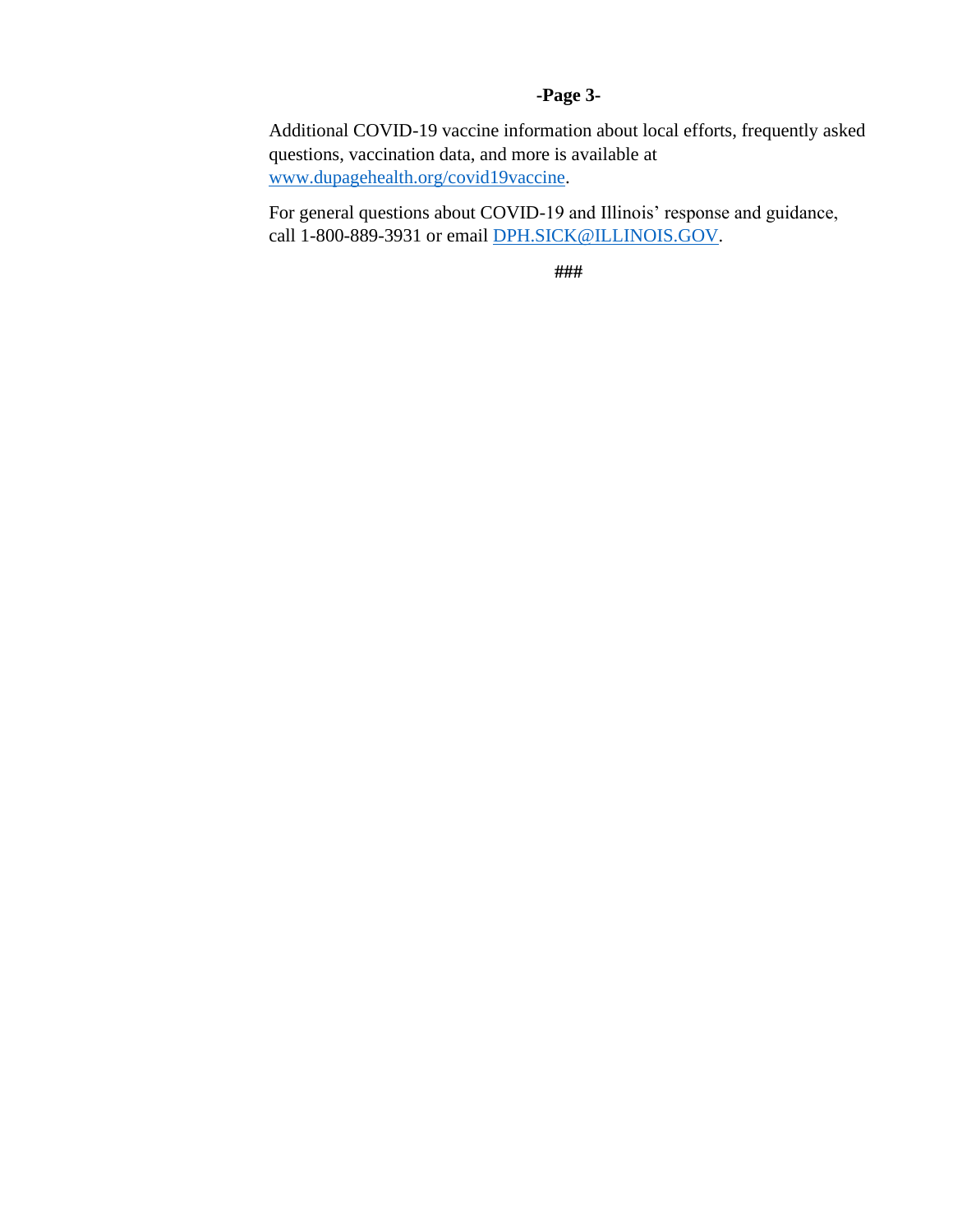Additional COVID-19 vaccine information about local efforts, frequently asked questions, vaccination data, and more is available at [www.dupagehealth.org/covid19vaccine](http://www.dupagehealth.org/covid19vaccine).

For general questions about COVID-19 and Illinois' response and guidance, call 1-800-889-3931 or email [DPH.SICK@ILLINOIS.GOV](mailto:DPH.SICK@ILLINOIS.GOV).

###